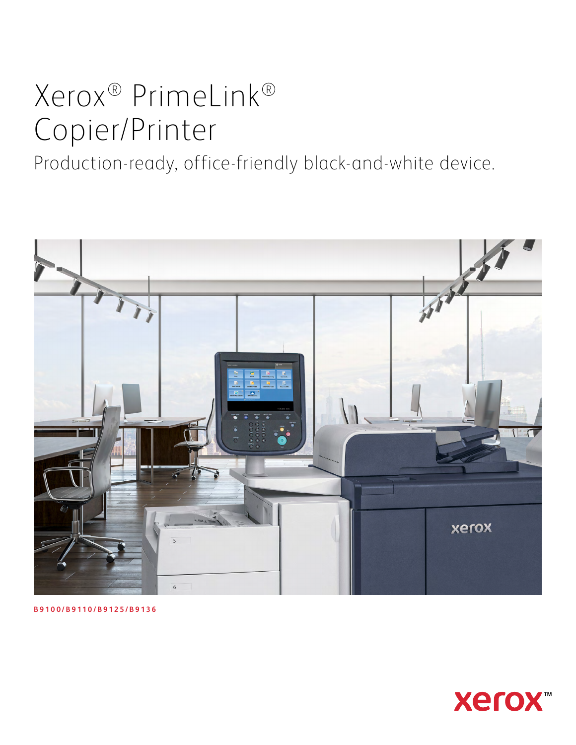# Xerox® PrimeLink® Copier/Printer

Production-ready, office-friendly black-and-white device.

**B9100/B9110/B9125/B9136**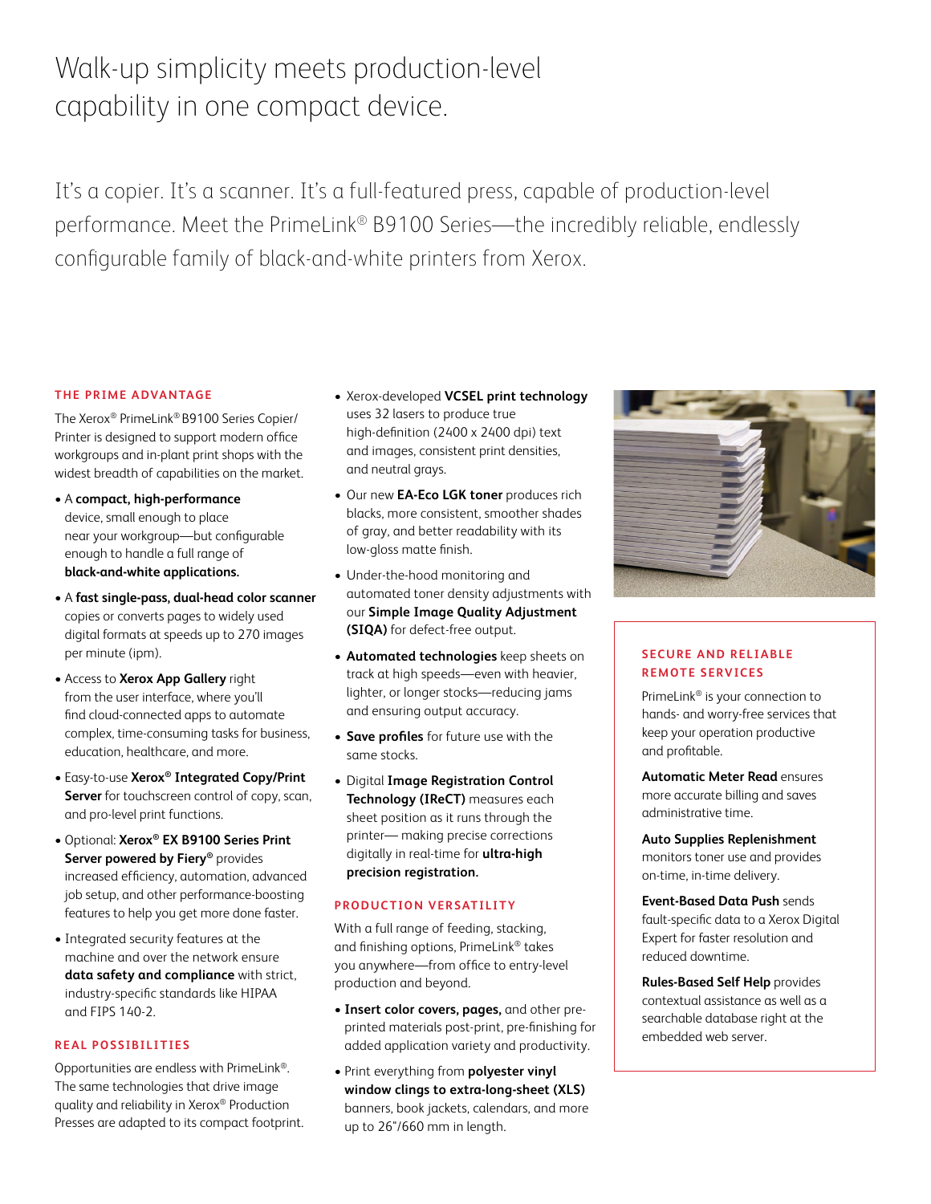# Walk-up simplicity meets production-level capability in one compact device.

It's a copier. It's a scanner. It's a full-featured press, capable of production-level performance. Meet the PrimeLink® B9100 Series—the incredibly reliable, endlessly configurable family of black-and-white printers from Xerox.

## THE PRIME ADVANTAGE

The Xerox® PrimeLink® B9100 Series Copier/Printer is designed to support modern office workgroups and in-plant print shops with the widest breadth of capabilities on the market.

- A **compact, high-performance** device, small enough to place near your workgroup—but configurable enough to handle a full range of **black-and-white applications.**
- A **fast single-pass, dual-head color scanner** copies or converts pages to widely used digital formats at speeds up to 270 images per minute (ipm).
- Access to **Xerox App Gallery** right from the user interface, where you'll find cloud-connected apps to automate complex, time-consuming tasks for business, education, healthcare, and more.
- Easy-to-use **Xerox® Integrated Copy/Print Server** for touchscreen control of copy, scan, and pro-level print functions.
- Optional: **Xerox® EX B9100 Series Print Server powered by Fiery®** provides increased efficiency, automation, advanced job setup, and other performance-boosting features to help you get more done faster.
- Integrated security features at the machine and over the network ensure **data safety and compliance** with strict, industry-specific standards like HIPAA and FIPS 140-2.

## REAL POSSIBILITIES

Opportunities are endless with PrimeLink®. The same technologies that drive image quality and reliability in Xerox® Production Presses are adapted to its compact footprint.

- Xerox-developed **VCSEL print technology** uses 32 lasers to produce true high-definition (2400 x 2400 dpi) text and images, consistent print densities, and neutral grays.
- Our new **EA-Eco LGK toner** produces rich blacks, more consistent, smoother shades of gray, and better readability with its low-gloss matte finish.
- Under-the-hood monitoring and automated toner density adjustments with our **Simple Image Quality Adjustment (SIQA)** for defect-free output.
- **Automated technologies** keep sheets on track at high speeds—even with heavier, lighter, or longer stocks—reducing jams and ensuring output accuracy.
- **Save profiles** for future use with the same stocks.
- Digital **Image Registration Control Technology (IReCT)** measures each sheet position as it runs through the printer— making precise corrections digitally in real-time for **ultra-high precision registration.**

## PRODUCTION VERSATILITY

With a full range of feeding, stacking, and finishing options, PrimeLink® takes you anywhere—from office to entry-level production and beyond.

- **Insert color covers, pages,** and other pre-printed materials post-print, pre-finishing for added application variety and productivity.
- Print everything from **polyester vinyl window clings to extra-long-sheet (XLS)** banners, book jackets, calendars, and more up to 26"/660 mm in length.

## SECURE AND RELIABLE REMOTE SERVICES

PrimeLink® is your connection to hands- and worry-free services that keep your operation productive and profitable.

**Automatic Meter Read** ensures more accurate billing and saves administrative time.

**Auto Supplies Replenishment** monitors toner use and provides on-time, in-time delivery.

**Event-Based Data Push** sends fault-specific data to a Xerox Digital Expert for faster resolution and reduced downtime.

**Rules-Based Self Help** provides contextual assistance as well as a searchable database right at the embedded web server.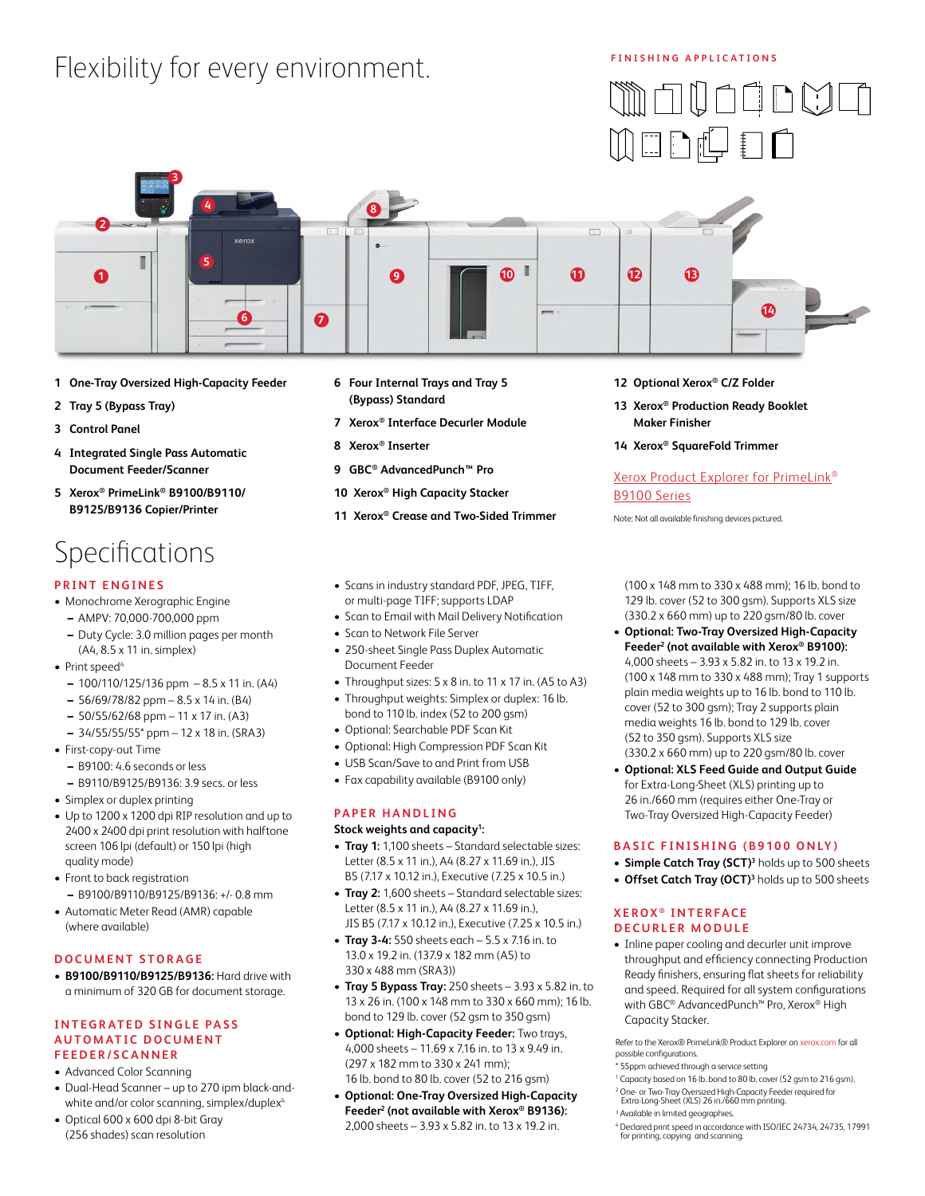# Flexibility for every environment.

FINISHING APPLICATIONS

1. **One-Tray Oversized High-Capacity Feeder**
2. **Tray 5 (Bypass Tray)**
3. **Control Panel**
4. **Integrated Single Pass Automatic Document Feeder/Scanner**
5. **Xerox® PrimeLink® B9100/B9110/ B9125/B9136 Copier/Printer**
6. **Four Internal Trays and Tray 5 (Bypass) Standard**
7. **Xerox® Interface Decurler Module**
8. **Xerox® Inserter**
9. **GBC® AdvancedPunch™ Pro**
10. **Xerox® High Capacity Stacker**
11. **Xerox® Crease and Two-Sided Trimmer**
12. **Optional Xerox® C/Z Folder**
13. **Xerox® Production Ready Booklet Maker Finisher**
14. **Xerox® SquareFold Trimmer**

Xerox Product Explorer for PrimeLink® B9100 Series

Note: Not all available finishing devices pictured.

# Specifications

## PRINT ENGINES

- Monochrome Xerographic Engine
  - AMPV: 70,000-700,000 ppm
  - Duty Cycle: 3.0 million pages per month (A4, 8.5 x 11 in. simplex)
- Print speed[4]
  - 100/110/125/136 ppm – 8.5 x 11 in. (A4)
  - 56/69/78/82 ppm – 8.5 x 14 in. (B4)
  - 50/55/62/68 ppm – 11 x 17 in. (A3)
  - 34/55/55/55* ppm – 12 x 18 in. (SRA3)
- First-copy-out Time
  - B9100: 4.6 seconds or less
  - B9110/B9125/B9136: 3.9 secs. or less
- Simplex or duplex printing
- Up to 1200 x 1200 dpi RIP resolution and up to 2400 x 2400 dpi print resolution with halftone screen 106 lpi (default) or 150 lpi (high quality mode)
- Front to back registration
  - B9100/B9110/B9125/B9136: +/- 0.8 mm
- Automatic Meter Read (AMR) capable (where available)

## DOCUMENT STORAGE

- **B9100/B9110/B9125/B9136:** Hard drive with a minimum of 320 GB for document storage.

## INTEGRATED SINGLE PASS AUTOMATIC DOCUMENT FEEDER/SCANNER

- Advanced Color Scanning
- Dual-Head Scanner – up to 270 ipm black-and-white and/or color scanning, simplex/duplex[4]
- Optical 600 x 600 dpi 8-bit Gray (256 shades) scan resolution
- Scans in industry standard PDF, JPEG, TIFF, or multi-page TIFF; supports LDAP
- Scan to Email with Mail Delivery Notification
- Scan to Network File Server
- 250-sheet Single Pass Duplex Automatic Document Feeder
- Throughput sizes: 5 x 8 in. to 11 x 17 in. (A5 to A3)
- Throughput weights: Simplex or duplex: 16 lb. bond to 110 lb. index (52 to 200 gsm)
- Optional: Searchable PDF Scan Kit
- Optional: High Compression PDF Scan Kit
- USB Scan/Save to and Print from USB
- Fax capability available (B9100 only)

## PAPER HANDLING

**Stock weights and capacity[1]:**

- **Tray 1:** 1,100 sheets – Standard selectable sizes: Letter (8.5 x 11 in.), A4 (8.27 x 11.69 in.), JIS B5 (7.17 x 10.12 in.), Executive (7.25 x 10.5 in.)
- **Tray 2:** 1,600 sheets – Standard selectable sizes: Letter (8.5 x 11 in.), A4 (8.27 x 11.69 in.), JIS B5 (7.17 x 10.12 in.), Executive (7.25 x 10.5 in.)
- **Tray 3-4:** 550 sheets each – 5.5 x 7.16 in. to 13.0 x 19.2 in. (137.9 x 182 mm (A5) to 330 x 488 mm (SRA3))
- **Tray 5 Bypass Tray:** 250 sheets – 3.93 x 5.82 in. to 13 x 26 in. (100 x 148 mm to 330 x 660 mm); 16 lb. bond to 129 lb. cover (52 gsm to 350 gsm)
- **Optional: High-Capacity Feeder:** Two trays, 4,000 sheets – 11.69 x 7.16 in. to 13 x 9.49 in. (297 x 182 mm to 330 x 241 mm); 16 lb. bond to 80 lb. cover (52 to 216 gsm)
- **Optional: One-Tray Oversized High-Capacity Feeder[2] (not available with Xerox® B9136):** 2,000 sheets – 3.93 x 5.82 in. to 13 x 19.2 in. (100 x 148 mm to 330 x 488 mm); 16 lb. bond to 129 lb. cover (52 to 300 gsm). Supports XLS size (330.2 x 660 mm) up to 220 gsm/80 lb. cover
- **Optional: Two-Tray Oversized High-Capacity Feeder[2] (not available with Xerox® B9100):** 4,000 sheets – 3.93 x 5.82 in. to 13 x 19.2 in. (100 x 148 mm to 330 x 488 mm); Tray 1 supports plain media weights up to 16 lb. bond to 110 lb. cover (52 to 300 gsm); Tray 2 supports plain media weights 16 lb. bond to 129 lb. cover (52 to 350 gsm). Supports XLS size (330.2 x 660 mm) up to 220 gsm/80 lb. cover
- **Optional: XLS Feed Guide and Output Guide** for Extra-Long-Sheet (XLS) printing up to 26 in./660 mm (requires either One-Tray or Two-Tray Oversized High-Capacity Feeder)

## BASIC FINISHING (B9100 ONLY)

- **Simple Catch Tray (SCT)[3]** holds up to 500 sheets
- **Offset Catch Tray (OCT)[3]** holds up to 500 sheets

## XEROX® INTERFACE DECURLER MODULE

- Inline paper cooling and decurler unit improve throughput and efficiency connecting Production Ready finishers, ensuring flat sheets for reliability and speed. Required for all system configurations with GBC® AdvancedPunch™ Pro, Xerox® High Capacity Stacker.

Refer to the Xerox® PrimeLink® Product Explorer on xerox.com for all possible configurations.

\* 55ppm achieved through a service setting

[1] Capacity based on 16 lb. bond to 80 lb. cover (52 gsm to 216 gsm).

[2] One- or Two-Tray Oversized High-Capacity Feeder required for Extra-Long-Sheet (XLS) 26 in./660 mm printing.

[3] Available in limited geographies.

[4] Declared print speed in accordance with ISO/IEC 24734, 24735, 17991 for printing, copying and scanning.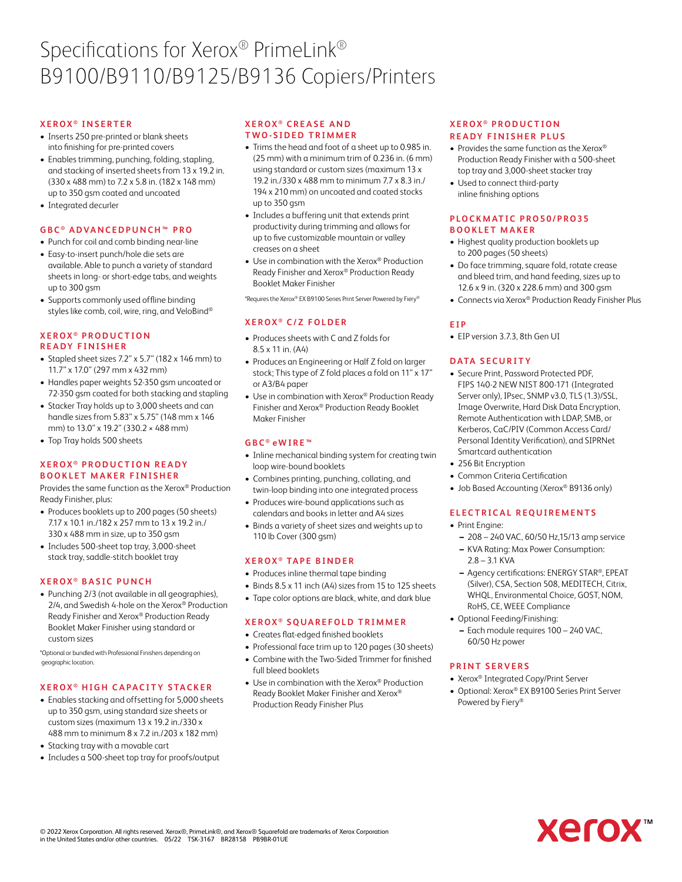# Specifications for Xerox® PrimeLink® B9100/B9110/B9125/B9136 Copiers/Printers

## XEROX® INSERTER

- Inserts 250 pre-printed or blank sheets into finishing for pre-printed covers
- Enables trimming, punching, folding, stapling, and stacking of inserted sheets from 13 x 19.2 in. (330 x 488 mm) to 7.2 x 5.8 in. (182 x 148 mm) up to 350 gsm coated and uncoated
- Integrated decurler

## GBC® ADVANCEDPUNCH™ PRO

- Punch for coil and comb binding near-line
- Easy-to-insert punch/hole die sets are available. Able to punch a variety of standard sheets in long- or short-edge tabs, and weights up to 300 gsm
- Supports commonly used offline binding styles like comb, coil, wire, ring, and VeloBind®

## XEROX® PRODUCTION READY FINISHER

- Stapled sheet sizes 7.2" x 5.7" (182 x 146 mm) to 11.7" x 17.0" (297 mm x 432 mm)
- Handles paper weights 52-350 gsm uncoated or 72-350 gsm coated for both stacking and stapling
- Stacker Tray holds up to 3,000 sheets and can handle sizes from 5.83" x 5.75" (148 mm x 146 mm) to 13.0" x 19.2" (330.2 × 488 mm)
- Top Tray holds 500 sheets

## XEROX® PRODUCTION READY BOOKLET MAKER FINISHER

Provides the same function as the Xerox® Production Ready Finisher, plus:

- Produces booklets up to 200 pages (50 sheets) 7.17 x 10.1 in./182 x 257 mm to 13 x 19.2 in./ 330 x 488 mm in size, up to 350 gsm
- Includes 500-sheet top tray, 3,000-sheet stack tray, saddle-stitch booklet tray

## XEROX® BASIC PUNCH

- Punching 2/3 (not available in all geographies), 2/4, and Swedish 4-hole on the Xerox® Production Ready Finisher and Xerox® Production Ready Booklet Maker Finisher using standard or custom sizes

*Optional or bundled with Professional Finishers depending on geographic location.

## XEROX® HIGH CAPACITY STACKER

- Enables stacking and offsetting for 5,000 sheets up to 350 gsm, using standard size sheets or custom sizes (maximum 13 x 19.2 in./330 x 488 mm to minimum 8 x 7.2 in./203 x 182 mm)
- Stacking tray with a movable cart
- Includes a 500-sheet top tray for proofs/output

## XEROX® CREASE AND TWO-SIDED TRIMMER

- Trims the head and foot of a sheet up to 0.985 in. (25 mm) with a minimum trim of 0.236 in. (6 mm) using standard or custom sizes (maximum 13 x 19.2 in./330 x 488 mm to minimum 7.7 x 8.3 in./ 194 x 210 mm) on uncoated and coated stocks up to 350 gsm
- Includes a buffering unit that extends print productivity during trimming and allows for up to five customizable mountain or valley creases on a sheet
- Use in combination with the Xerox® Production Ready Finisher and Xerox® Production Ready Booklet Maker Finisher

*Requires the Xerox® EX B9100 Series Print Server Powered by Fiery®

## XEROX® C/Z FOLDER

- Produces sheets with C and Z folds for 8.5 x 11 in. (A4)
- Produces an Engineering or Half Z fold on larger stock; This type of Z fold places a fold on 11" x 17" or A3/B4 paper
- Use in combination with Xerox® Production Ready Finisher and Xerox® Production Ready Booklet Maker Finisher

## GBC® eWIRE™

- Inline mechanical binding system for creating twin loop wire-bound booklets
- Combines printing, punching, collating, and twin-loop binding into one integrated process
- Produces wire-bound applications such as calendars and books in letter and A4 sizes
- Binds a variety of sheet sizes and weights up to 110 lb Cover (300 gsm)

## XEROX® TAPE BINDER

- Produces inline thermal tape binding
- Binds 8.5 x 11 inch (A4) sizes from 15 to 125 sheets
- Tape color options are black, white, and dark blue

## XEROX® SQUAREFOLD TRIMMER

- Creates flat-edged finished booklets
- Professional face trim up to 120 pages (30 sheets)
- Combine with the Two-Sided Trimmer for finished full bleed booklets
- Use in combination with the Xerox® Production Ready Booklet Maker Finisher and Xerox® Production Ready Finisher Plus

## XEROX® PRODUCTION READY FINISHER PLUS

- Provides the same function as the Xerox® Production Ready Finisher with a 500-sheet top tray and 3,000-sheet stacker tray
- Used to connect third-party inline finishing options

## PLOCKMATIC PRO50/PRO35 BOOKLET MAKER

- Highest quality production booklets up to 200 pages (50 sheets)
- Do face trimming, square fold, rotate crease and bleed trim, and hand feeding, sizes up to 12.6 x 9 in. (320 x 228.6 mm) and 300 gsm
- Connects via Xerox® Production Ready Finisher Plus

## EIP

- EIP version 3.7.3, 8th Gen UI

## DATA SECURITY

- Secure Print, Password Protected PDF, FIPS 140-2 NEW NIST 800-171 (Integrated Server only), IPsec, SNMP v3.0, TLS (1.3)/SSL, Image Overwrite, Hard Disk Data Encryption, Remote Authentication with LDAP, SMB, or Kerberos, CaC/PIV (Common Access Card/ Personal Identity Verification), and SIPRNet Smartcard authentication
- 256 Bit Encryption
- Common Criteria Certification
- Job Based Accounting (Xerox® B9136 only)

## ELECTRICAL REQUIREMENTS

- Print Engine:
  - 208 – 240 VAC, 60/50 Hz,15/13 amp service
  - KVA Rating: Max Power Consumption: 2.8 – 3.1 KVA
  - Agency certifications: ENERGY STAR®, EPEAT (Silver), CSA, Section 508, MEDITECH, Citrix, WHQL, Environmental Choice, GOST, NOM, RoHS, CE, WEEE Compliance
- Optional Feeding/Finishing:
  - Each module requires 100 – 240 VAC, 60/50 Hz power

## PRINT SERVERS

- Xerox® Integrated Copy/Print Server
- Optional: Xerox® EX B9100 Series Print Server Powered by Fiery®

© 2022 Xerox Corporation. All rights reserved. Xerox®, PrimeLink®, and Xerox® Squarefold are trademarks of Xerox Corporation in the United States and/or other countries. 05/22 TSK-3167 BR28158 PB9BR-01UE